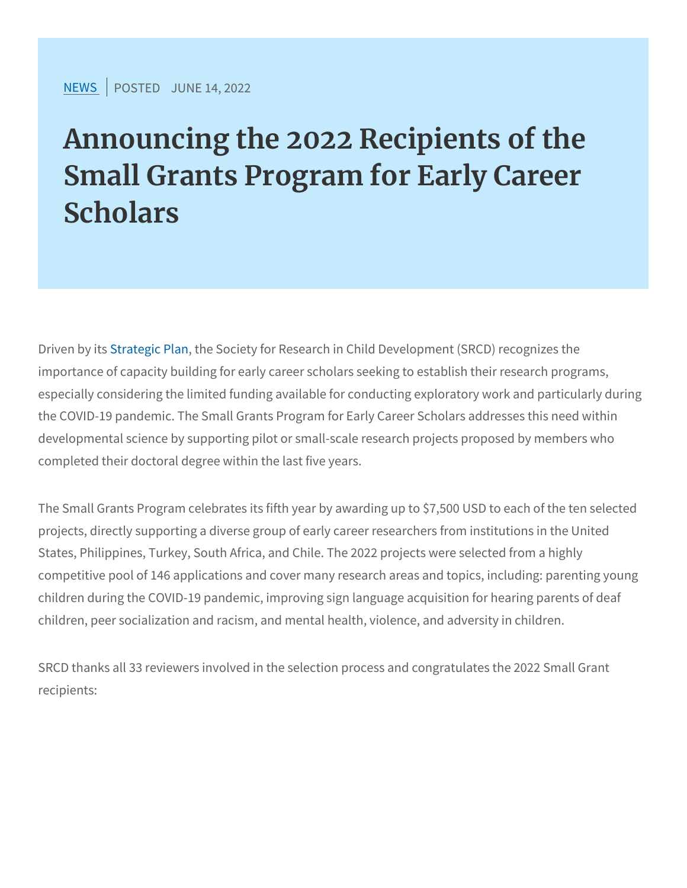NEWS | POSTED JUNE 14, 2022

# Announcing the 2022 Recipients of the Small Grants Program for Early Career Scholars

Driven by its Strategic Plan, the Society for Research in Child Development (SRCD) recognizes the importance of capacity building for early career scholars seeking to establish their research programs, especially considering the limited funding available for conducting exploratory work and particularly during the COVID-19 pandemic. The Small Grants Program for Early Career Scholars addresses this need within developmental science by supporting pilot or small-scale research projects proposed by members who completed their doctoral degree within the last five years.

The Small Grants Program celebrates its fifth year by awarding up to $7,500 USD to each of the ten selected projects, directly supporting a diverse group of early career researchers from institutions in the United States, Philippines, Turkey, South Africa, and Chile. The 2022 projects were selected from a highly competitive pool of 146 applications and cover many research areas and topics, including: parenting young children during the COVID-19 pandemic, improving sign language acquisition for hearing parents of deaf children, peer socialization and racism, and mental health, violence, and adversity in children.

SRCD thanks all 33 reviewers involved in the selection process and congratulates the 2022 Small Grant recipients: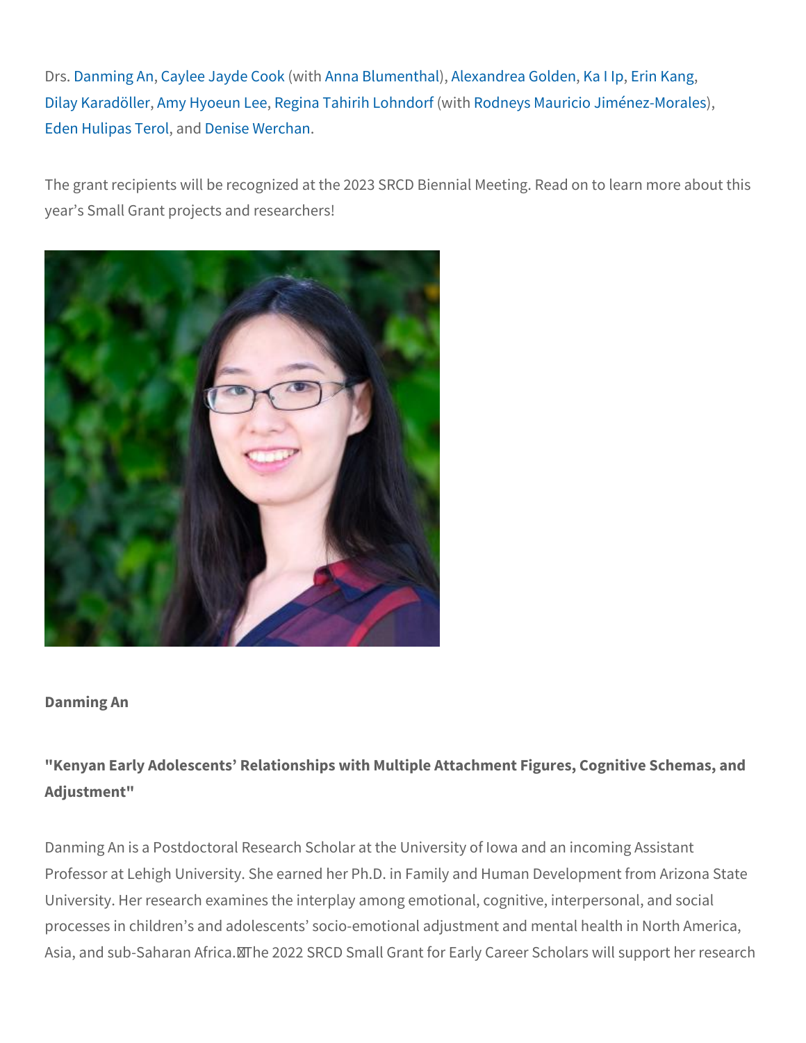Drs. Danming An, Caylee Jayde Cook (with Anna Blumenthal), Alexandrea Golden, Ka I Ip, Erin Kang, Dilay Karadöller, Amy Hyoeun Lee, Regina Tahirih Lohndorf (with Rodneys Mauricio Jiménez-Morales), Eden Hulipas Terol, and Denise Werchan.

The grant recipients will be recognized at the 2023 SRCD Biennial Meeting. Read on to learn more about this year's Small Grant projects and researchers!

**Danming An**

**"Kenyan Early Adolescents' Relationships with Multiple Attachment Figures, Cognitive Schemas, and Adjustment"**

Danming An is a Postdoctoral Research Scholar at the University of Iowa and an incoming Assistant Professor at Lehigh University. She earned her Ph.D. in Family and Human Development from Arizona State University. Her research examines the interplay among emotional, cognitive, interpersonal, and social processes in children's and adolescents' socio-emotional adjustment and mental health in North America, Asia, and sub-Saharan Africa. The 2022 SRCD Small Grant for Early Career Scholars will support her research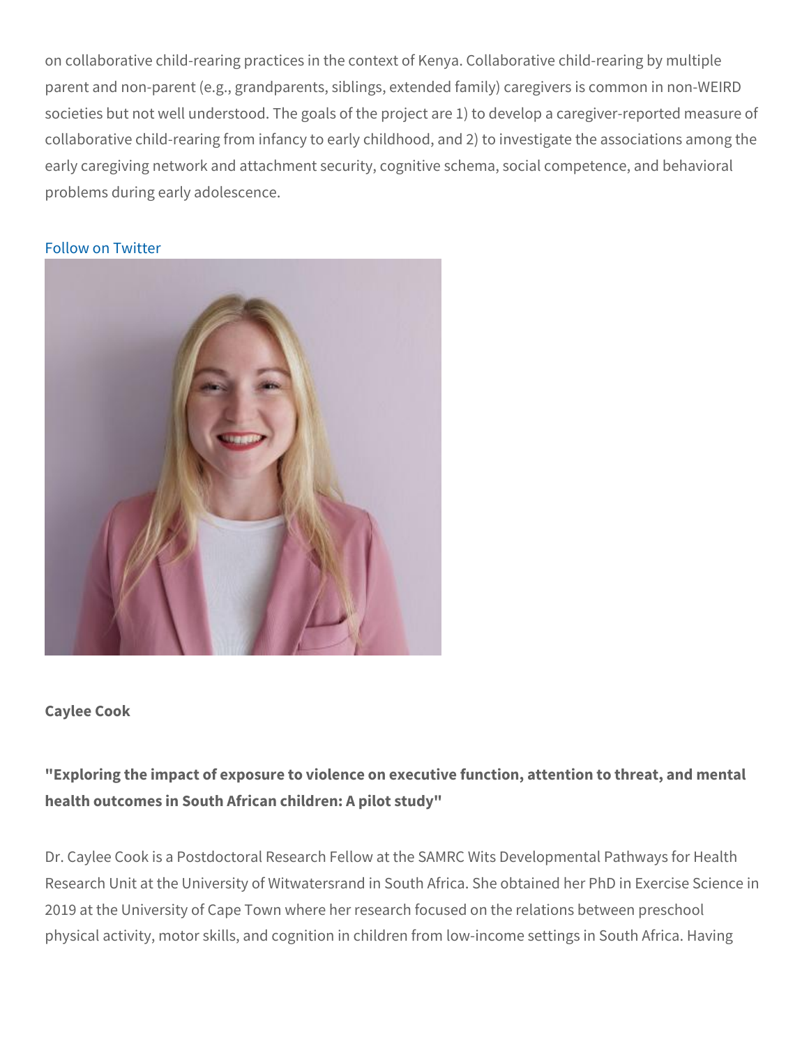on collaborative child-rearing practices in the context of Kenya. Collaborative child-rearing by multiple parent and non-parent (e.g., grandparents, siblings, extended family) caregivers is common in non-WEIRD societies but not well understood. The goals of the project are 1) to develop a caregiver-reported measure of collaborative child-rearing from infancy to early childhood, and 2) to investigate the associations among the early caregiving network and attachment security, cognitive schema, social competence, and behavioral problems during early adolescence.

Follow on Twitter

**Caylee Cook**

**"Exploring the impact of exposure to violence on executive function, attention to threat, and mental health outcomes in South African children: A pilot study"**

Dr. Caylee Cook is a Postdoctoral Research Fellow at the SAMRC Wits Developmental Pathways for Health Research Unit at the University of Witwatersrand in South Africa. She obtained her PhD in Exercise Science in 2019 at the University of Cape Town where her research focused on the relations between preschool physical activity, motor skills, and cognition in children from low-income settings in South Africa. Having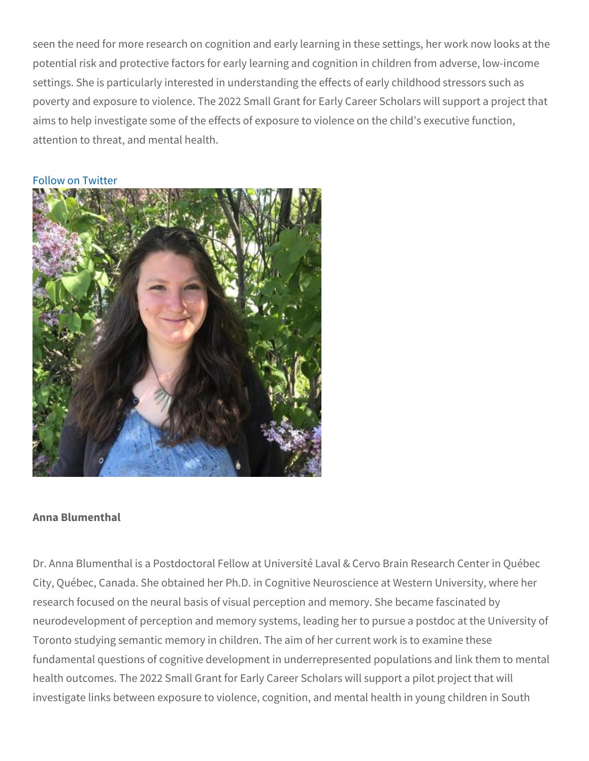seen the need for more research on cognition and early learning in these settings, her work now looks at the potential risk and protective factors for early learning and cognition in children from adverse, low-income settings. She is particularly interested in understanding the effects of early childhood stressors such as poverty and exposure to violence. The 2022 Small Grant for Early Career Scholars will support a project that aims to help investigate some of the effects of exposure to violence on the child's executive function, attention to threat, and mental health.

Follow on Twitter

**Anna Blumenthal**

Dr. Anna Blumenthal is a Postdoctoral Fellow at Université Laval & Cervo Brain Research Center in Québec City, Québec, Canada. She obtained her Ph.D. in Cognitive Neuroscience at Western University, where her research focused on the neural basis of visual perception and memory. She became fascinated by neurodevelopment of perception and memory systems, leading her to pursue a postdoc at the University of Toronto studying semantic memory in children. The aim of her current work is to examine these fundamental questions of cognitive development in underrepresented populations and link them to mental health outcomes. The 2022 Small Grant for Early Career Scholars will support a pilot project that will investigate links between exposure to violence, cognition, and mental health in young children in South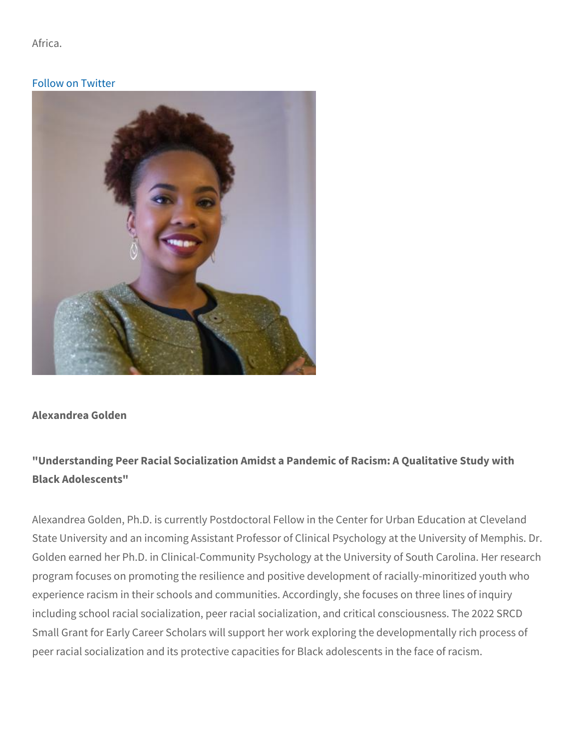Africa.

Follow on Twitter

**Alexandrea Golden**

**"Understanding Peer Racial Socialization Amidst a Pandemic of Racism: A Qualitative Study with Black Adolescents"**

Alexandrea Golden, Ph.D. is currently Postdoctoral Fellow in the Center for Urban Education at Cleveland State University and an incoming Assistant Professor of Clinical Psychology at the University of Memphis. Dr. Golden earned her Ph.D. in Clinical-Community Psychology at the University of South Carolina. Her research program focuses on promoting the resilience and positive development of racially-minoritized youth who experience racism in their schools and communities. Accordingly, she focuses on three lines of inquiry including school racial socialization, peer racial socialization, and critical consciousness. The 2022 SRCD Small Grant for Early Career Scholars will support her work exploring the developmentally rich process of peer racial socialization and its protective capacities for Black adolescents in the face of racism.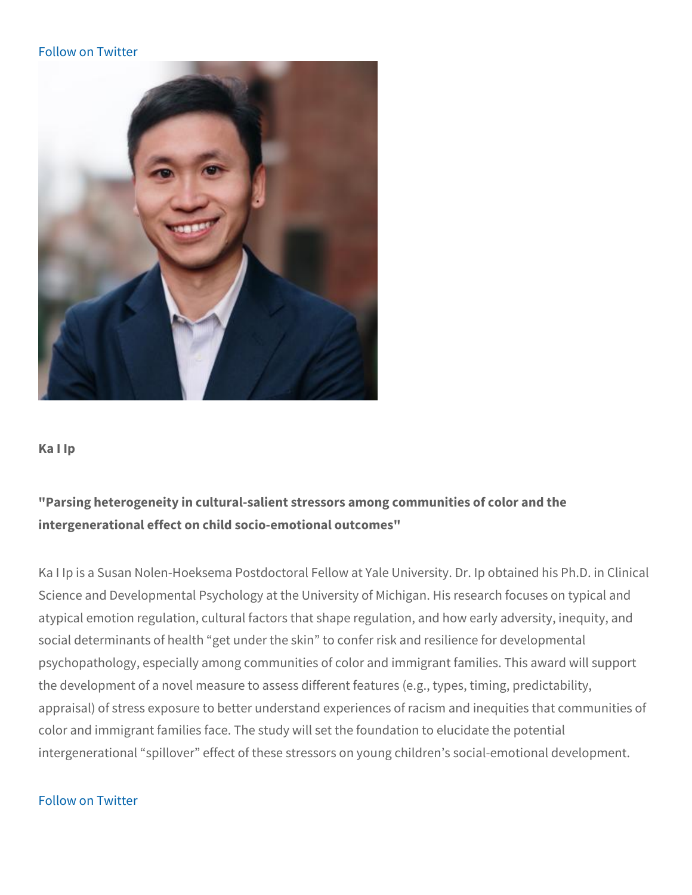Follow on Twitter

**Ka I Ip**

**"Parsing heterogeneity in cultural-salient stressors among communities of color and the intergenerational effect on child socio-emotional outcomes"**

Ka I Ip is a Susan Nolen-Hoeksema Postdoctoral Fellow at Yale University. Dr. Ip obtained his Ph.D. in Clinical Science and Developmental Psychology at the University of Michigan. His research focuses on typical and atypical emotion regulation, cultural factors that shape regulation, and how early adversity, inequity, and social determinants of health “get under the skin” to confer risk and resilience for developmental psychopathology, especially among communities of color and immigrant families. This award will support the development of a novel measure to assess different features (e.g., types, timing, predictability, appraisal) of stress exposure to better understand experiences of racism and inequities that communities of color and immigrant families face. The study will set the foundation to elucidate the potential intergenerational “spillover” effect of these stressors on young children’s social-emotional development.

Follow on Twitter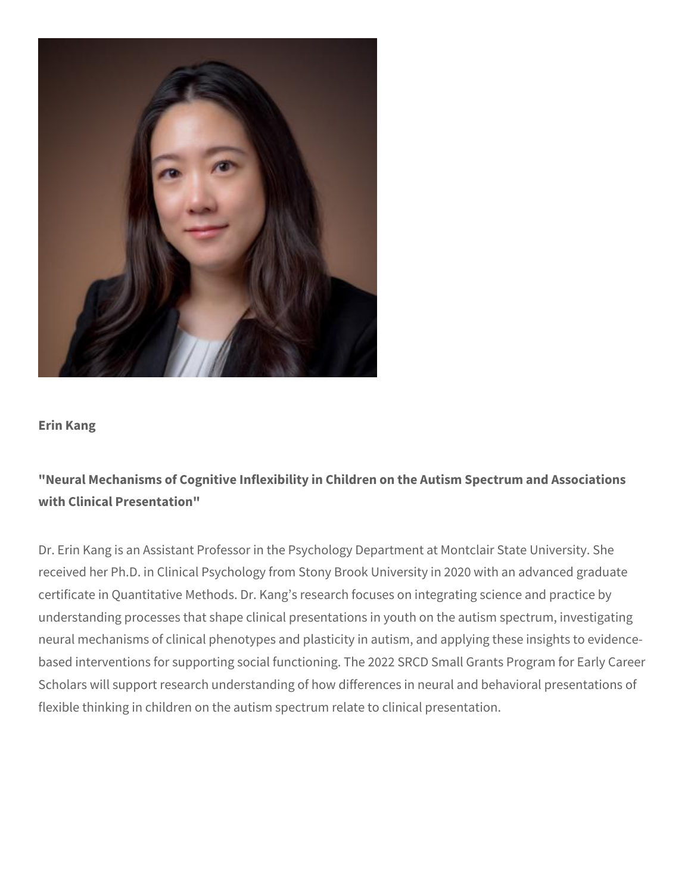**Erin Kang**

**"Neural Mechanisms of Cognitive Inflexibility in Children on the Autism Spectrum and Associations with Clinical Presentation"**

Dr. Erin Kang is an Assistant Professor in the Psychology Department at Montclair State University. She received her Ph.D. in Clinical Psychology from Stony Brook University in 2020 with an advanced graduate certificate in Quantitative Methods. Dr. Kang's research focuses on integrating science and practice by understanding processes that shape clinical presentations in youth on the autism spectrum, investigating neural mechanisms of clinical phenotypes and plasticity in autism, and applying these insights to evidence-based interventions for supporting social functioning. The 2022 SRCD Small Grants Program for Early Career Scholars will support research understanding of how differences in neural and behavioral presentations of flexible thinking in children on the autism spectrum relate to clinical presentation.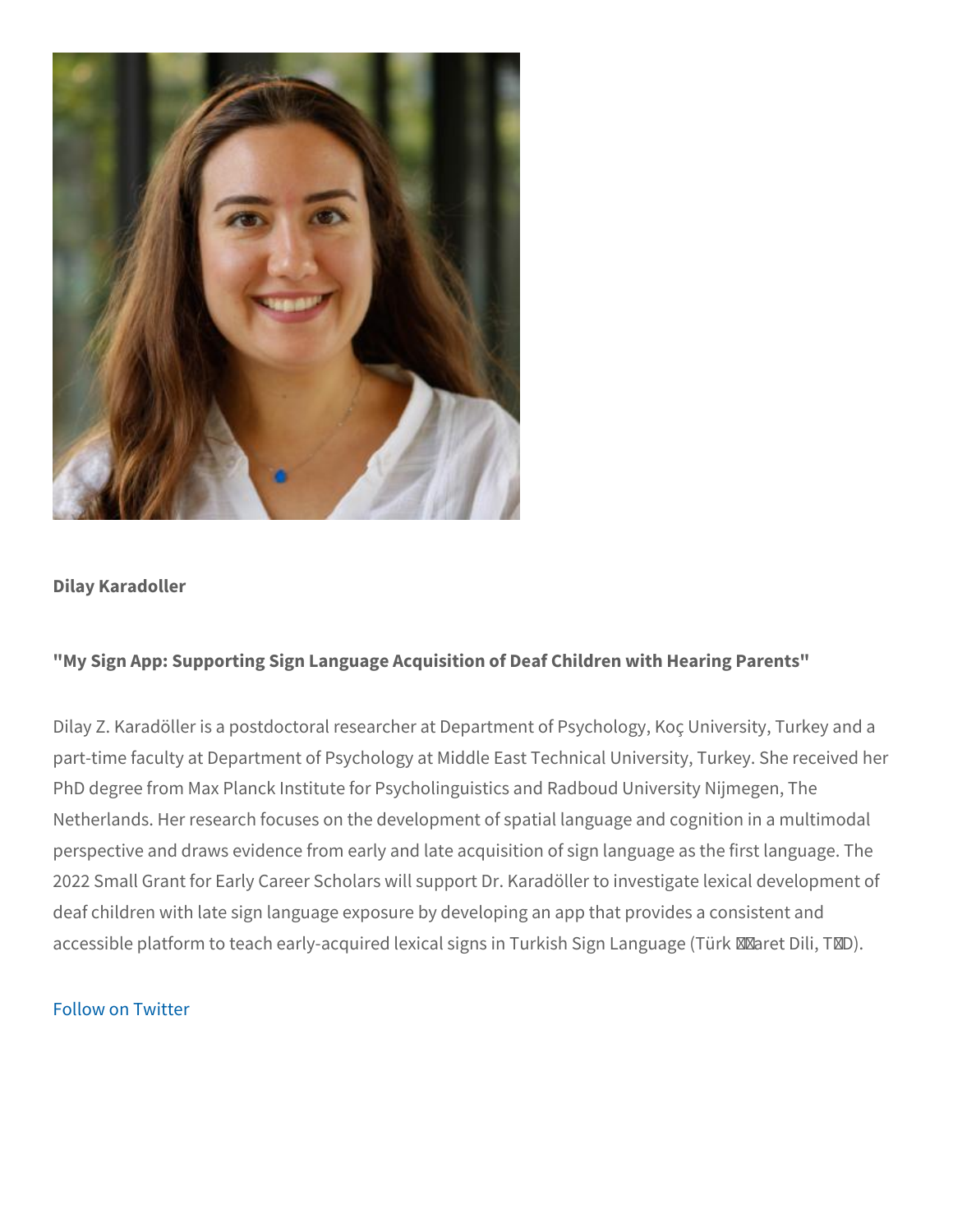**Dilay Karadoller**

**"My Sign App: Supporting Sign Language Acquisition of Deaf Children with Hearing Parents"**

Dilay Z. Karadöller is a postdoctoral researcher at Department of Psychology, Koç University, Turkey and a part-time faculty at Department of Psychology at Middle East Technical University, Turkey. She received her PhD degree from Max Planck Institute for Psycholinguistics and Radboud University Nijmegen, The Netherlands. Her research focuses on the development of spatial language and cognition in a multimodal perspective and draws evidence from early and late acquisition of sign language as the first language. The 2022 Small Grant for Early Career Scholars will support Dr. Karadöller to investigate lexical development of deaf children with late sign language exposure by developing an app that provides a consistent and accessible platform to teach early-acquired lexical signs in Turkish Sign Language (Türk İşaret Dili, TİD).

Follow on Twitter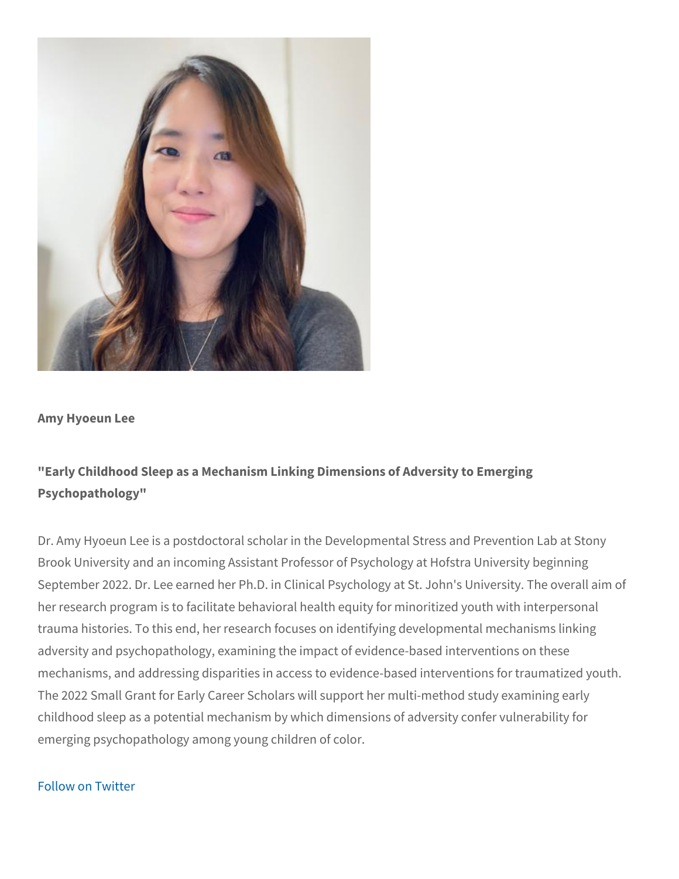**Amy Hyoeun Lee**

**"Early Childhood Sleep as a Mechanism Linking Dimensions of Adversity to Emerging Psychopathology"**

Dr. Amy Hyoeun Lee is a postdoctoral scholar in the Developmental Stress and Prevention Lab at Stony Brook University and an incoming Assistant Professor of Psychology at Hofstra University beginning September 2022. Dr. Lee earned her Ph.D. in Clinical Psychology at St. John's University. The overall aim of her research program is to facilitate behavioral health equity for minoritized youth with interpersonal trauma histories. To this end, her research focuses on identifying developmental mechanisms linking adversity and psychopathology, examining the impact of evidence-based interventions on these mechanisms, and addressing disparities in access to evidence-based interventions for traumatized youth. The 2022 Small Grant for Early Career Scholars will support her multi-method study examining early childhood sleep as a potential mechanism by which dimensions of adversity confer vulnerability for emerging psychopathology among young children of color.

Follow on Twitter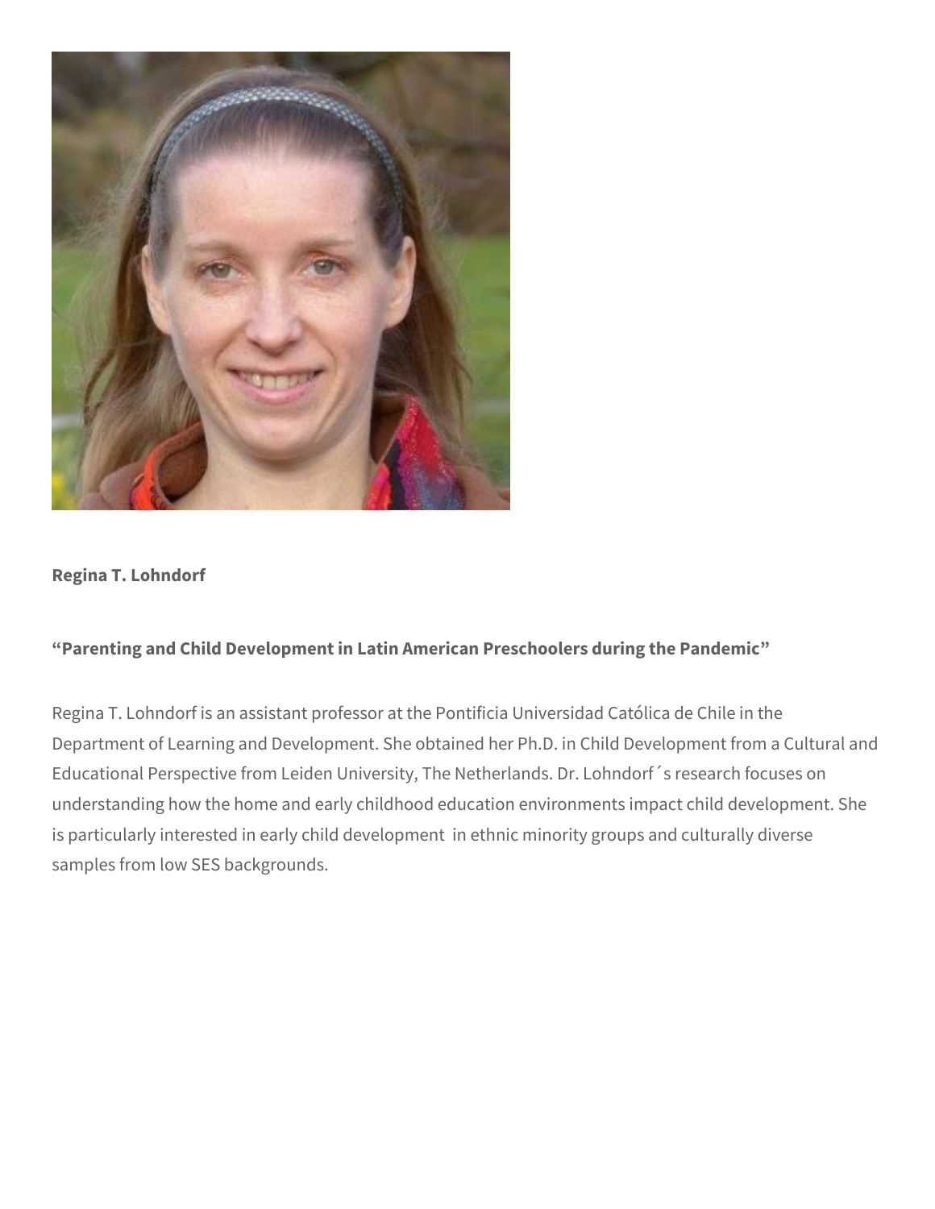**Regina T. Lohndorf**

**“Parenting and Child Development in Latin American Preschoolers during the Pandemic”**

Regina T. Lohndorf is an assistant professor at the Pontificia Universidad Católica de Chile in the Department of Learning and Development. She obtained her Ph.D. in Child Development from a Cultural and Educational Perspective from Leiden University, The Netherlands. Dr. Lohndorf´s research focuses on understanding how the home and early childhood education environments impact child development. She is particularly interested in early child development in ethnic minority groups and culturally diverse samples from low SES backgrounds.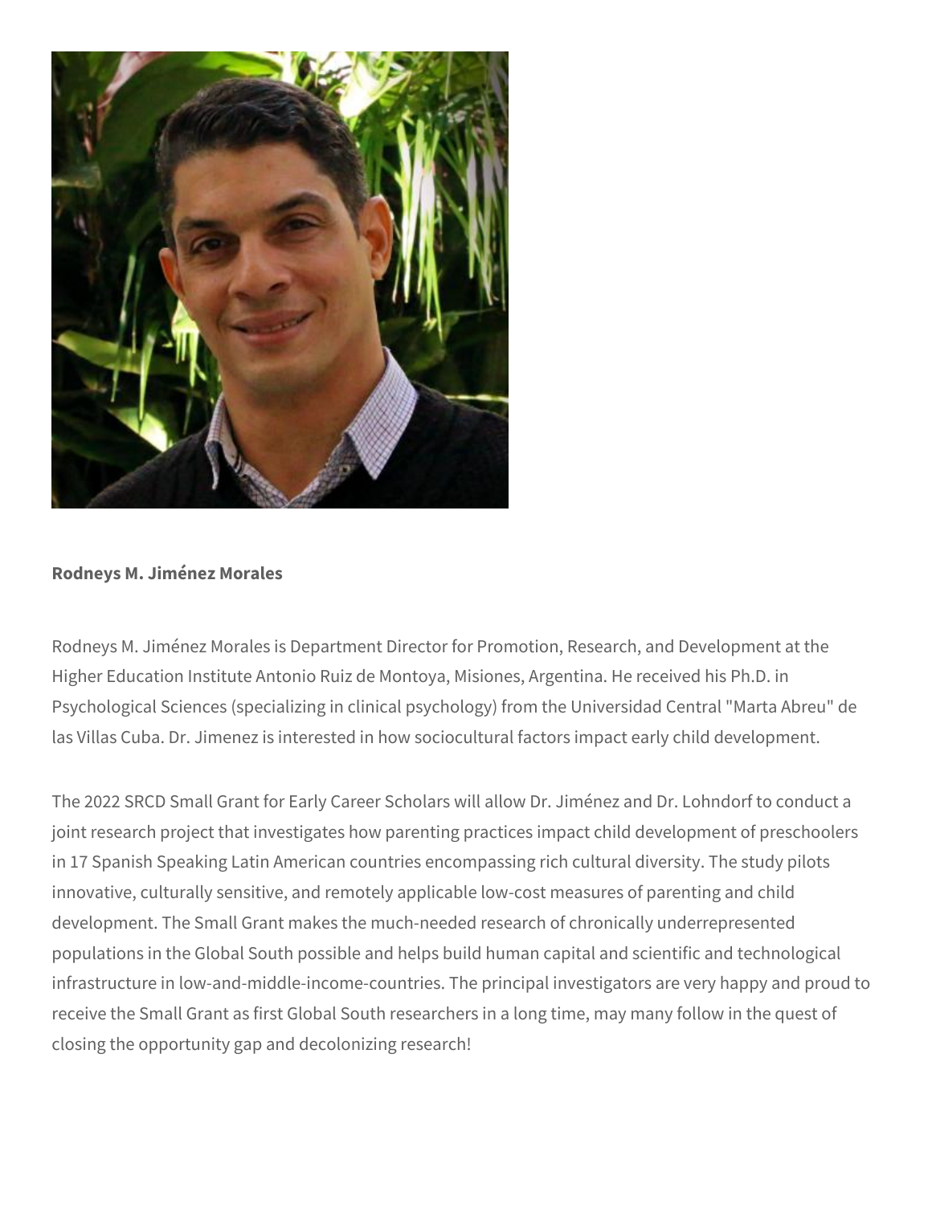**Rodneys M. Jiménez Morales**

Rodneys M. Jiménez Morales is Department Director for Promotion, Research, and Development at the Higher Education Institute Antonio Ruiz de Montoya, Misiones, Argentina. He received his Ph.D. in Psychological Sciences (specializing in clinical psychology) from the Universidad Central "Marta Abreu" de las Villas Cuba. Dr. Jimenez is interested in how sociocultural factors impact early child development.

The 2022 SRCD Small Grant for Early Career Scholars will allow Dr. Jiménez and Dr. Lohndorf to conduct a joint research project that investigates how parenting practices impact child development of preschoolers in 17 Spanish Speaking Latin American countries encompassing rich cultural diversity. The study pilots innovative, culturally sensitive, and remotely applicable low-cost measures of parenting and child development. The Small Grant makes the much-needed research of chronically underrepresented populations in the Global South possible and helps build human capital and scientific and technological infrastructure in low-and-middle-income-countries. The principal investigators are very happy and proud to receive the Small Grant as first Global South researchers in a long time, may many follow in the quest of closing the opportunity gap and decolonizing research!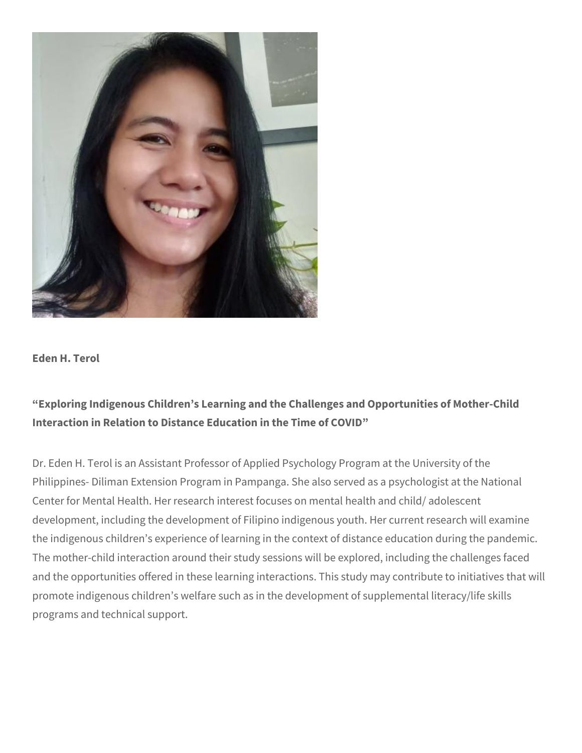**Eden H. Terol**

**“Exploring Indigenous Children’s Learning and the Challenges and Opportunities of Mother-Child Interaction in Relation to Distance Education in the Time of COVID”**

Dr. Eden H. Terol is an Assistant Professor of Applied Psychology Program at the University of the Philippines- Diliman Extension Program in Pampanga. She also served as a psychologist at the National Center for Mental Health. Her research interest focuses on mental health and child/ adolescent development, including the development of Filipino indigenous youth. Her current research will examine the indigenous children’s experience of learning in the context of distance education during the pandemic. The mother-child interaction around their study sessions will be explored, including the challenges faced and the opportunities offered in these learning interactions. This study may contribute to initiatives that will promote indigenous children’s welfare such as in the development of supplemental literacy/life skills programs and technical support.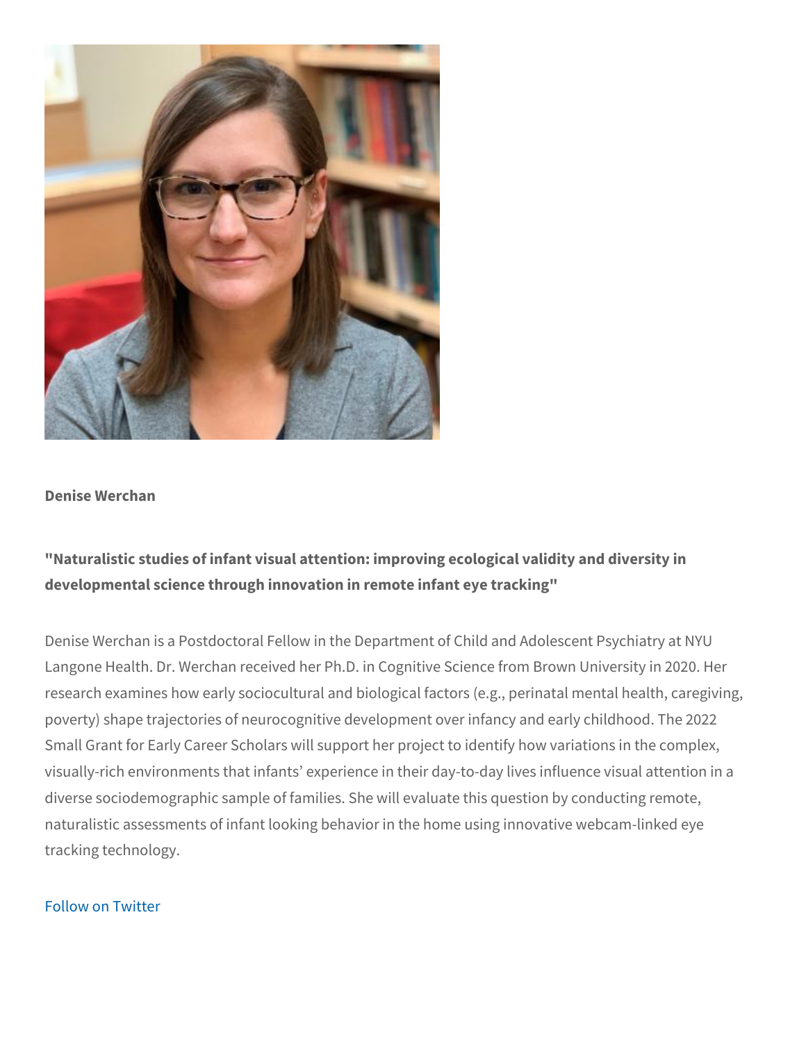**Denise Werchan**

**"Naturalistic studies of infant visual attention: improving ecological validity and diversity in developmental science through innovation in remote infant eye tracking"**

Denise Werchan is a Postdoctoral Fellow in the Department of Child and Adolescent Psychiatry at NYU Langone Health. Dr. Werchan received her Ph.D. in Cognitive Science from Brown University in 2020. Her research examines how early sociocultural and biological factors (e.g., perinatal mental health, caregiving, poverty) shape trajectories of neurocognitive development over infancy and early childhood. The 2022 Small Grant for Early Career Scholars will support her project to identify how variations in the complex, visually-rich environments that infants' experience in their day-to-day lives influence visual attention in a diverse sociodemographic sample of families. She will evaluate this question by conducting remote, naturalistic assessments of infant looking behavior in the home using innovative webcam-linked eye tracking technology.

Follow on Twitter